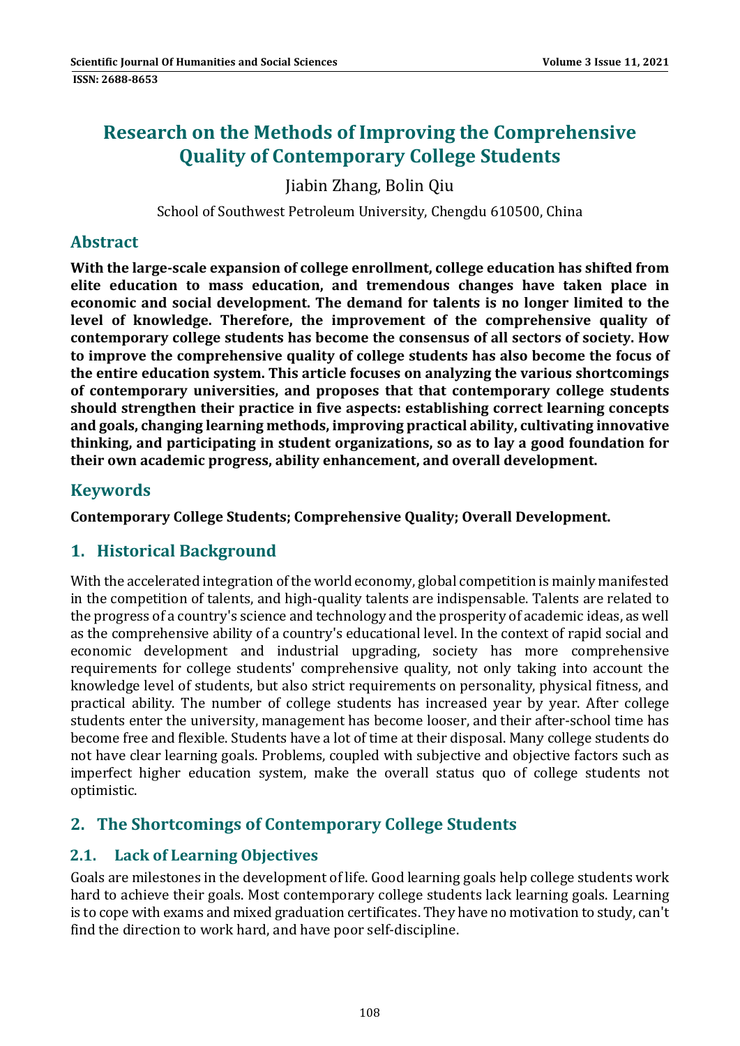# Research on the Methods of Improving the Comprehensive Quality of Contemporary College Students

Jiabin Zhang, Bolin Qiu

School of Southwest Petroleum University, Chengdu 610500, China

## Abstract

**With the large-scale expansion of college enrollment, college education has shifted from elite education to mass education, and tremendous changes have taken place in economic and social development. The demand for talents is no longer limited to the level of knowledge. Therefore, the improvement of the comprehensive quality of contemporary college students has become the consensus of all sectors of society. How to improve the comprehensive quality of college students has also become the focus of the entire education system. This article focuses on analyzing the various shortcomings of contemporary universities, and proposes that that contemporary college students should strengthen their practice in five aspects: establishing correct learning concepts and goals, changing learning methods, improving practical ability, cultivating innovative thinking, and participating in student organizations, so as to lay a good foundation for their own academic progress, ability enhancement, and overall development.**

## Keywords

**Contemporary College Students; Comprehensive Quality; Overall Development.**

## 1. Historical Background

With the accelerated integration of the world economy, global competition is mainly manifested in the competition of talents, and high-quality talents are indispensable. Talents are related to the progress of a country's science and technology and the prosperity of academic ideas, as well as the comprehensive ability of a country's educational level. In the context of rapid social and economic development and industrial upgrading, society has more comprehensive requirements for college students' comprehensive quality, not only taking into account the knowledge level of students, but also strict requirements on personality, physical fitness, and practical ability. The number of college students has increased year by year. After college students enter the university, management has become looser, and their after-school time has become free and flexible. Students have a lot of time at their disposal. Many college students do not have clear learning goals. Problems, coupled with subjective and objective factors such as imperfect higher education system, make the overall status quo of college students not optimistic.

## 2. The Shortcomings of Contemporary College Students

### 2.1. Lack of Learning Objectives

Goals are milestones in the development of life. Good learning goals help college students work hard to achieve their goals. Most contemporary college students lack learning goals. Learning is to cope with exams and mixed graduation certificates. They have no motivation to study, can't find the direction to work hard, and have poor self-discipline.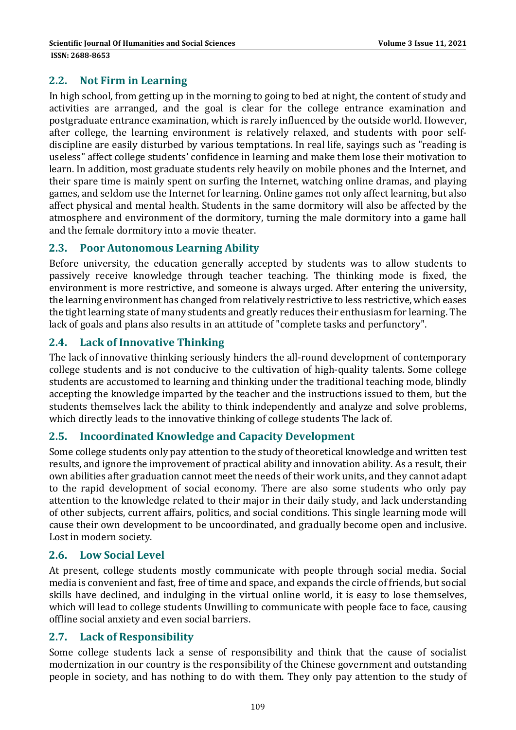## 2.2. Not Firm in Learning

In high school, from getting up in the morning to going to bed at night, the content of study and activities are arranged, and the goal is clear for the college entrance examination and postgraduate entrance examination, which is rarely influenced by the outside world. However, after college, the learning environment is relatively relaxed, and students with poor self-discipline are easily disturbed by various temptations. In real life, sayings such as "reading is useless" affect college students' confidence in learning and make them lose their motivation to learn. In addition, most graduate students rely heavily on mobile phones and the Internet, and their spare time is mainly spent on surfing the Internet, watching online dramas, and playing games, and seldom use the Internet for learning. Online games not only affect learning, but also affect physical and mental health. Students in the same dormitory will also be affected by the atmosphere and environment of the dormitory, turning the male dormitory into a game hall and the female dormitory into a movie theater.

## 2.3. Poor Autonomous Learning Ability

Before university, the education generally accepted by students was to allow students to passively receive knowledge through teacher teaching. The thinking mode is fixed, the environment is more restrictive, and someone is always urged. After entering the university, the learning environment has changed from relatively restrictive to less restrictive, which eases the tight learning state of many students and greatly reduces their enthusiasm for learning. The lack of goals and plans also results in an attitude of "complete tasks and perfunctory".

## 2.4. Lack of Innovative Thinking

The lack of innovative thinking seriously hinders the all-round development of contemporary college students and is not conducive to the cultivation of high-quality talents. Some college students are accustomed to learning and thinking under the traditional teaching mode, blindly accepting the knowledge imparted by the teacher and the instructions issued to them, but the students themselves lack the ability to think independently and analyze and solve problems, which directly leads to the innovative thinking of college students The lack of.

## 2.5. Incoordinated Knowledge and Capacity Development

Some college students only pay attention to the study of theoretical knowledge and written test results, and ignore the improvement of practical ability and innovation ability. As a result, their own abilities after graduation cannot meet the needs of their work units, and they cannot adapt to the rapid development of social economy. There are also some students who only pay attention to the knowledge related to their major in their daily study, and lack understanding of other subjects, current affairs, politics, and social conditions. This single learning mode will cause their own development to be uncoordinated, and gradually become open and inclusive. Lost in modern society.

## 2.6. Low Social Level

At present, college students mostly communicate with people through social media. Social media is convenient and fast, free of time and space, and expands the circle of friends, but social skills have declined, and indulging in the virtual online world, it is easy to lose themselves, which will lead to college students Unwilling to communicate with people face to face, causing offline social anxiety and even social barriers.

## 2.7. Lack of Responsibility

Some college students lack a sense of responsibility and think that the cause of socialist modernization in our country is the responsibility of the Chinese government and outstanding people in society, and has nothing to do with them. They only pay attention to the study of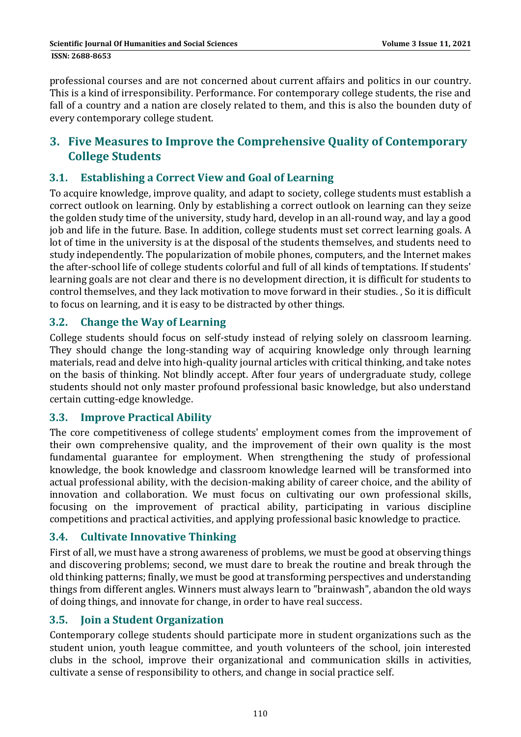professional courses and are not concerned about current affairs and politics in our country. This is a kind of irresponsibility. Performance. For contemporary college students, the rise and fall of a country and a nation are closely related to them, and this is also the bounden duty of every contemporary college student.

## 3. Five Measures to Improve the Comprehensive Quality of Contemporary College Students

### 3.1. Establishing a Correct View and Goal of Learning

To acquire knowledge, improve quality, and adapt to society, college students must establish a correct outlook on learning. Only by establishing a correct outlook on learning can they seize the golden study time of the university, study hard, develop in an all-round way, and lay a good job and life in the future. Base. In addition, college students must set correct learning goals. A lot of time in the university is at the disposal of the students themselves, and students need to study independently. The popularization of mobile phones, computers, and the Internet makes the after-school life of college students colorful and full of all kinds of temptations. If students' learning goals are not clear and there is no development direction, it is difficult for students to control themselves, and they lack motivation to move forward in their studies. , So it is difficult to focus on learning, and it is easy to be distracted by other things.

### 3.2. Change the Way of Learning

College students should focus on self-study instead of relying solely on classroom learning. They should change the long-standing way of acquiring knowledge only through learning materials, read and delve into high-quality journal articles with critical thinking, and take notes on the basis of thinking. Not blindly accept. After four years of undergraduate study, college students should not only master profound professional basic knowledge, but also understand certain cutting-edge knowledge.

### 3.3. Improve Practical Ability

The core competitiveness of college students' employment comes from the improvement of their own comprehensive quality, and the improvement of their own quality is the most fundamental guarantee for employment. When strengthening the study of professional knowledge, the book knowledge and classroom knowledge learned will be transformed into actual professional ability, with the decision-making ability of career choice, and the ability of innovation and collaboration. We must focus on cultivating our own professional skills, focusing on the improvement of practical ability, participating in various discipline competitions and practical activities, and applying professional basic knowledge to practice.

### 3.4. Cultivate Innovative Thinking

First of all, we must have a strong awareness of problems, we must be good at observing things and discovering problems; second, we must dare to break the routine and break through the old thinking patterns; finally, we must be good at transforming perspectives and understanding things from different angles. Winners must always learn to "brainwash", abandon the old ways of doing things, and innovate for change, in order to have real success.

### 3.5. Join a Student Organization

Contemporary college students should participate more in student organizations such as the student union, youth league committee, and youth volunteers of the school, join interested clubs in the school, improve their organizational and communication skills in activities, cultivate a sense of responsibility to others, and change in social practice self.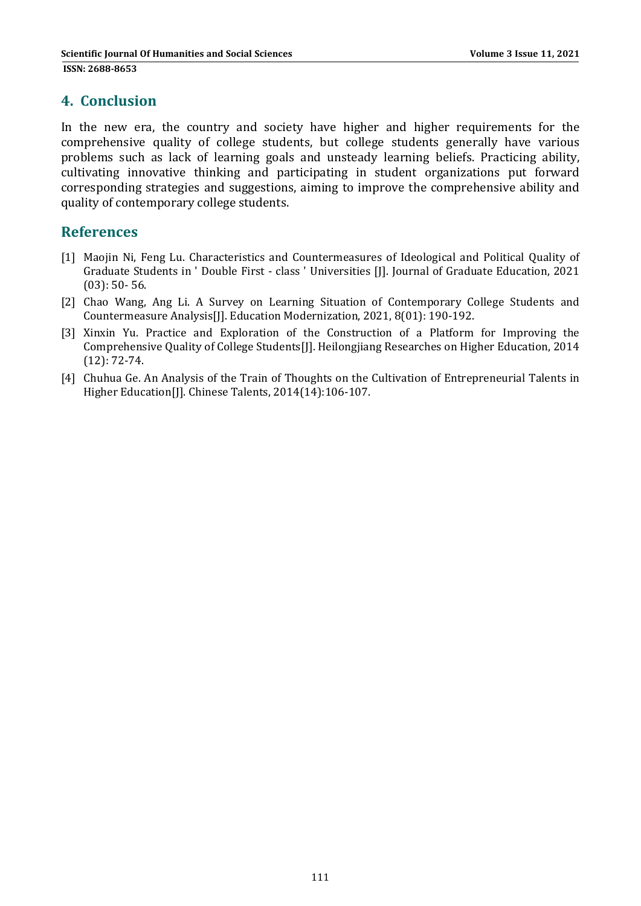## 4. Conclusion

In the new era, the country and society have higher and higher requirements for the comprehensive quality of college students, but college students generally have various problems such as lack of learning goals and unsteady learning beliefs. Practicing ability, cultivating innovative thinking and participating in student organizations put forward corresponding strategies and suggestions, aiming to improve the comprehensive ability and quality of contemporary college students.

## References

[1] Maojin Ni, Feng Lu. Characteristics and Countermeasures of Ideological and Political Quality of Graduate Students in ' Double First - class ' Universities [J]. Journal of Graduate Education, 2021 (03): 50- 56.

[2] Chao Wang, Ang Li. A Survey on Learning Situation of Contemporary College Students and Countermeasure Analysis[J]. Education Modernization, 2021, 8(01): 190-192.

[3] Xinxin Yu. Practice and Exploration of the Construction of a Platform for Improving the Comprehensive Quality of College Students[J]. Heilongjiang Researches on Higher Education, 2014 (12): 72-74.

[4] Chuhua Ge. An Analysis of the Train of Thoughts on the Cultivation of Entrepreneurial Talents in Higher Education[J]. Chinese Talents, 2014(14):106-107.